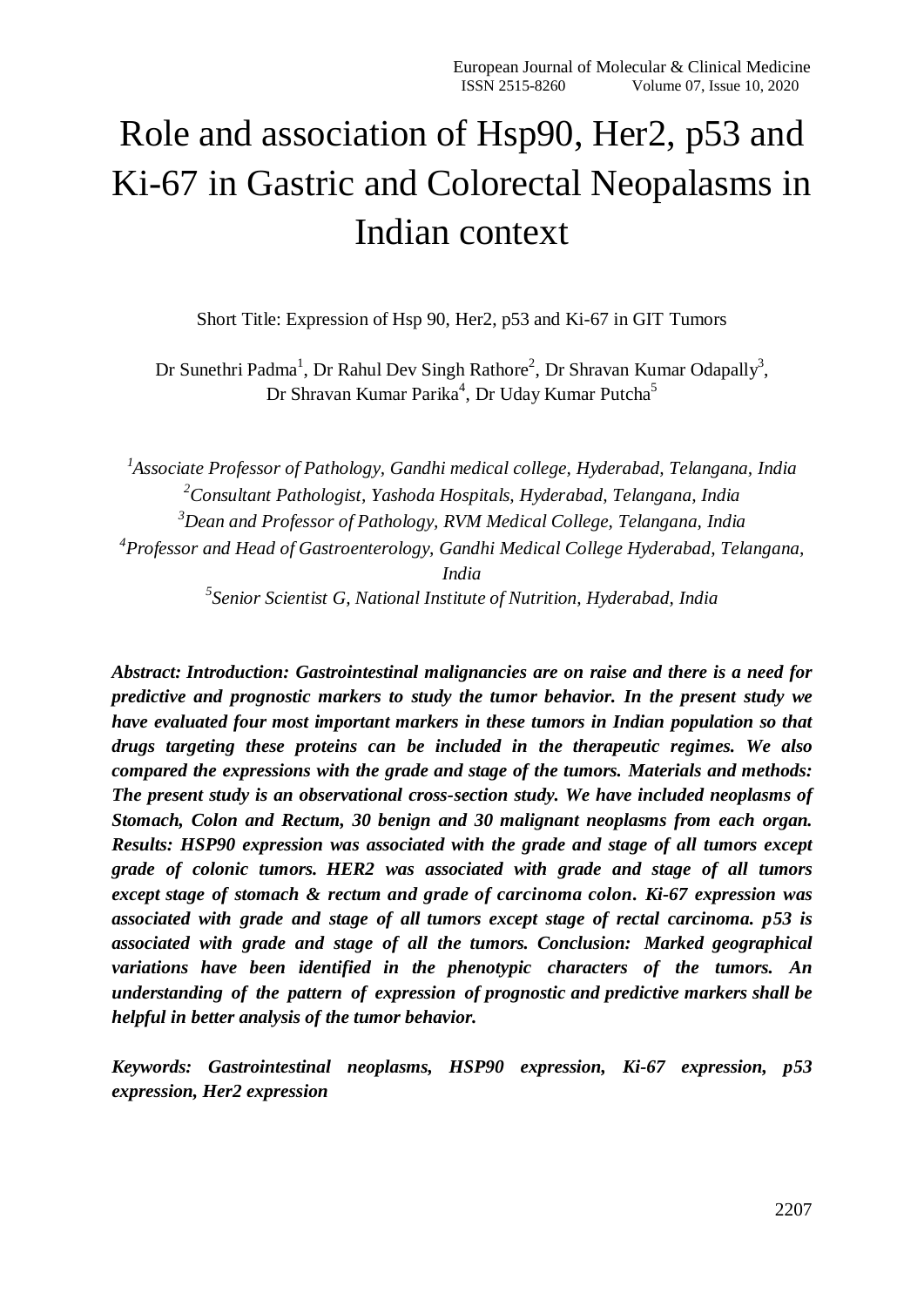# Role and association of Hsp90, Her2, p53 and Ki-67 in Gastric and Colorectal Neopalasms in Indian context

Short Title: Expression of Hsp 90, Her2, p53 and Ki-67 in GIT Tumors

Dr Sunethri Padma[1], Dr Rahul Dev Singh Rathore[2], Dr Shravan Kumar Odapally[3], Dr Shravan Kumar Parika[4], Dr Uday Kumar Putcha[5]

[1]*Associate Professor of Pathology, Gandhi medical college, Hyderabad, Telangana, India*
[2]*Consultant Pathologist, Yashoda Hospitals, Hyderabad, Telangana, India*
[3]*Dean and Professor of Pathology, RVM Medical College, Telangana, India*
[4]*Professor and Head of Gastroenterology, Gandhi Medical College Hyderabad, Telangana, India*
[5]*Senior Scientist G, National Institute of Nutrition, Hyderabad, India*

***Abstract: Introduction: Gastrointestinal malignancies are on raise and there is a need for predictive and prognostic markers to study the tumor behavior. In the present study we have evaluated four most important markers in these tumors in Indian population so that drugs targeting these proteins can be included in the therapeutic regimes. We also compared the expressions with the grade and stage of the tumors. Materials and methods: The present study is an observational cross-section study. We have included neoplasms of Stomach, Colon and Rectum, 30 benign and 30 malignant neoplasms from each organ. Results: HSP90 expression was associated with the grade and stage of all tumors except grade of colonic tumors. HER2 was associated with grade and stage of all tumors except stage of stomach & rectum and grade of carcinoma colon. Ki-67 expression was associated with grade and stage of all tumors except stage of rectal carcinoma. p53 is associated with grade and stage of all the tumors. Conclusion: Marked geographical variations have been identified in the phenotypic characters of the tumors. An understanding of the pattern of expression of prognostic and predictive markers shall be helpful in better analysis of the tumor behavior.***

***Keywords: Gastrointestinal neoplasms, HSP90 expression, Ki-67 expression, p53 expression, Her2 expression***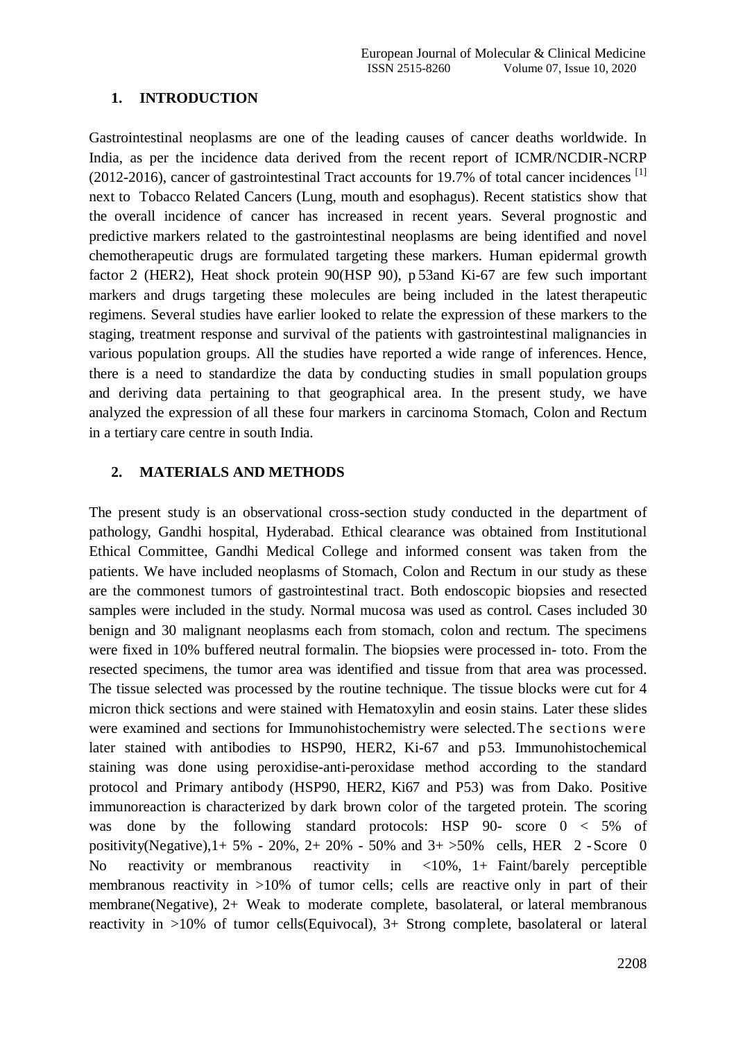## 1. INTRODUCTION

Gastrointestinal neoplasms are one of the leading causes of cancer deaths worldwide. In India, as per the incidence data derived from the recent report of ICMR/NCDIR-NCRP (2012-2016), cancer of gastrointestinal Tract accounts for 19.7% of total cancer incidences [1] next to Tobacco Related Cancers (Lung, mouth and esophagus). Recent statistics show that the overall incidence of cancer has increased in recent years. Several prognostic and predictive markers related to the gastrointestinal neoplasms are being identified and novel chemotherapeutic drugs are formulated targeting these markers. Human epidermal growth factor 2 (HER2), Heat shock protein 90(HSP 90), p 53and Ki-67 are few such important markers and drugs targeting these molecules are being included in the latest therapeutic regimens. Several studies have earlier looked to relate the expression of these markers to the staging, treatment response and survival of the patients with gastrointestinal malignancies in various population groups. All the studies have reported a wide range of inferences. Hence, there is a need to standardize the data by conducting studies in small population groups and deriving data pertaining to that geographical area. In the present study, we have analyzed the expression of all these four markers in carcinoma Stomach, Colon and Rectum in a tertiary care centre in south India.

## 2. MATERIALS AND METHODS

The present study is an observational cross-section study conducted in the department of pathology, Gandhi hospital, Hyderabad. Ethical clearance was obtained from Institutional Ethical Committee, Gandhi Medical College and informed consent was taken from the patients. We have included neoplasms of Stomach, Colon and Rectum in our study as these are the commonest tumors of gastrointestinal tract. Both endoscopic biopsies and resected samples were included in the study. Normal mucosa was used as control. Cases included 30 benign and 30 malignant neoplasms each from stomach, colon and rectum. The specimens were fixed in 10% buffered neutral formalin. The biopsies were processed in- toto. From the resected specimens, the tumor area was identified and tissue from that area was processed. The tissue selected was processed by the routine technique. The tissue blocks were cut for 4 micron thick sections and were stained with Hematoxylin and eosin stains. Later these slides were examined and sections for Immunohistochemistry were selected. The sections were later stained with antibodies to HSP90, HER2, Ki-67 and p53. Immunohistochemical staining was done using peroxidise-anti-peroxidase method according to the standard protocol and Primary antibody (HSP90, HER2, Ki67 and P53) was from Dako. Positive immunoreaction is characterized by dark brown color of the targeted protein. The scoring was done by the following standard protocols: HSP 90- score 0 < 5% of positivity(Negative),1+ 5% - 20%, 2+ 20% - 50% and 3+ >50% cells, HER 2 - Score 0 No reactivity or membranous reactivity in <10%, 1+ Faint/barely perceptible membranous reactivity in >10% of tumor cells; cells are reactive only in part of their membrane(Negative), 2+ Weak to moderate complete, basolateral, or lateral membranous reactivity in >10% of tumor cells(Equivocal), 3+ Strong complete, basolateral or lateral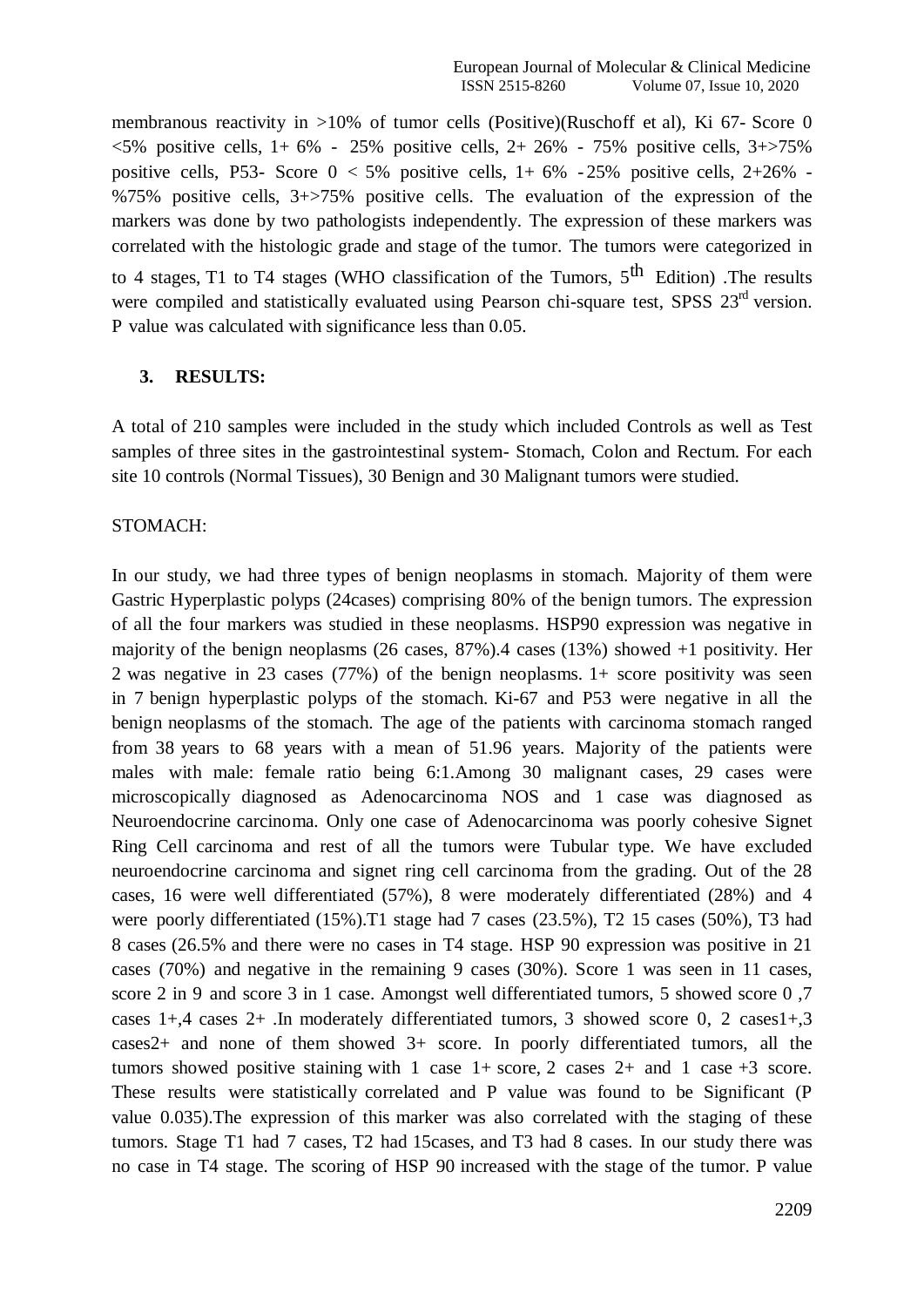membranous reactivity in >10% of tumor cells (Positive)(Ruschoff et al), Ki 67- Score 0 <5% positive cells, 1+ 6% - 25% positive cells, 2+ 26% - 75% positive cells, 3+>75% positive cells, P53- Score 0 < 5% positive cells, 1+ 6% - 25% positive cells, 2+26% - %75% positive cells, 3+>75% positive cells. The evaluation of the expression of the markers was done by two pathologists independently. The expression of these markers was correlated with the histologic grade and stage of the tumor. The tumors were categorized in to 4 stages, T1 to T4 stages (WHO classification of the Tumors, 5th Edition) .The results were compiled and statistically evaluated using Pearson chi-square test, SPSS 23rd version. P value was calculated with significance less than 0.05.

## 3. RESULTS:

A total of 210 samples were included in the study which included Controls as well as Test samples of three sites in the gastrointestinal system- Stomach, Colon and Rectum. For each site 10 controls (Normal Tissues), 30 Benign and 30 Malignant tumors were studied.

STOMACH:

In our study, we had three types of benign neoplasms in stomach. Majority of them were Gastric Hyperplastic polyps (24cases) comprising 80% of the benign tumors. The expression of all the four markers was studied in these neoplasms. HSP90 expression was negative in majority of the benign neoplasms (26 cases, 87%).4 cases (13%) showed +1 positivity. Her 2 was negative in 23 cases (77%) of the benign neoplasms. 1+ score positivity was seen in 7 benign hyperplastic polyps of the stomach. Ki-67 and P53 were negative in all the benign neoplasms of the stomach. The age of the patients with carcinoma stomach ranged from 38 years to 68 years with a mean of 51.96 years. Majority of the patients were males with male: female ratio being 6:1.Among 30 malignant cases, 29 cases were microscopically diagnosed as Adenocarcinoma NOS and 1 case was diagnosed as Neuroendocrine carcinoma. Only one case of Adenocarcinoma was poorly cohesive Signet Ring Cell carcinoma and rest of all the tumors were Tubular type. We have excluded neuroendocrine carcinoma and signet ring cell carcinoma from the grading. Out of the 28 cases, 16 were well differentiated (57%), 8 were moderately differentiated (28%) and 4 were poorly differentiated (15%).T1 stage had 7 cases (23.5%), T2 15 cases (50%), T3 had 8 cases (26.5% and there were no cases in T4 stage. HSP 90 expression was positive in 21 cases (70%) and negative in the remaining 9 cases (30%). Score 1 was seen in 11 cases, score 2 in 9 and score 3 in 1 case. Amongst well differentiated tumors, 5 showed score 0 ,7 cases 1+,4 cases 2+ .In moderately differentiated tumors, 3 showed score 0, 2 cases1+,3 cases2+ and none of them showed 3+ score. In poorly differentiated tumors, all the tumors showed positive staining with 1 case 1+ score, 2 cases 2+ and 1 case +3 score. These results were statistically correlated and P value was found to be Significant (P value 0.035).The expression of this marker was also correlated with the staging of these tumors. Stage T1 had 7 cases, T2 had 15cases, and T3 had 8 cases. In our study there was no case in T4 stage. The scoring of HSP 90 increased with the stage of the tumor. P value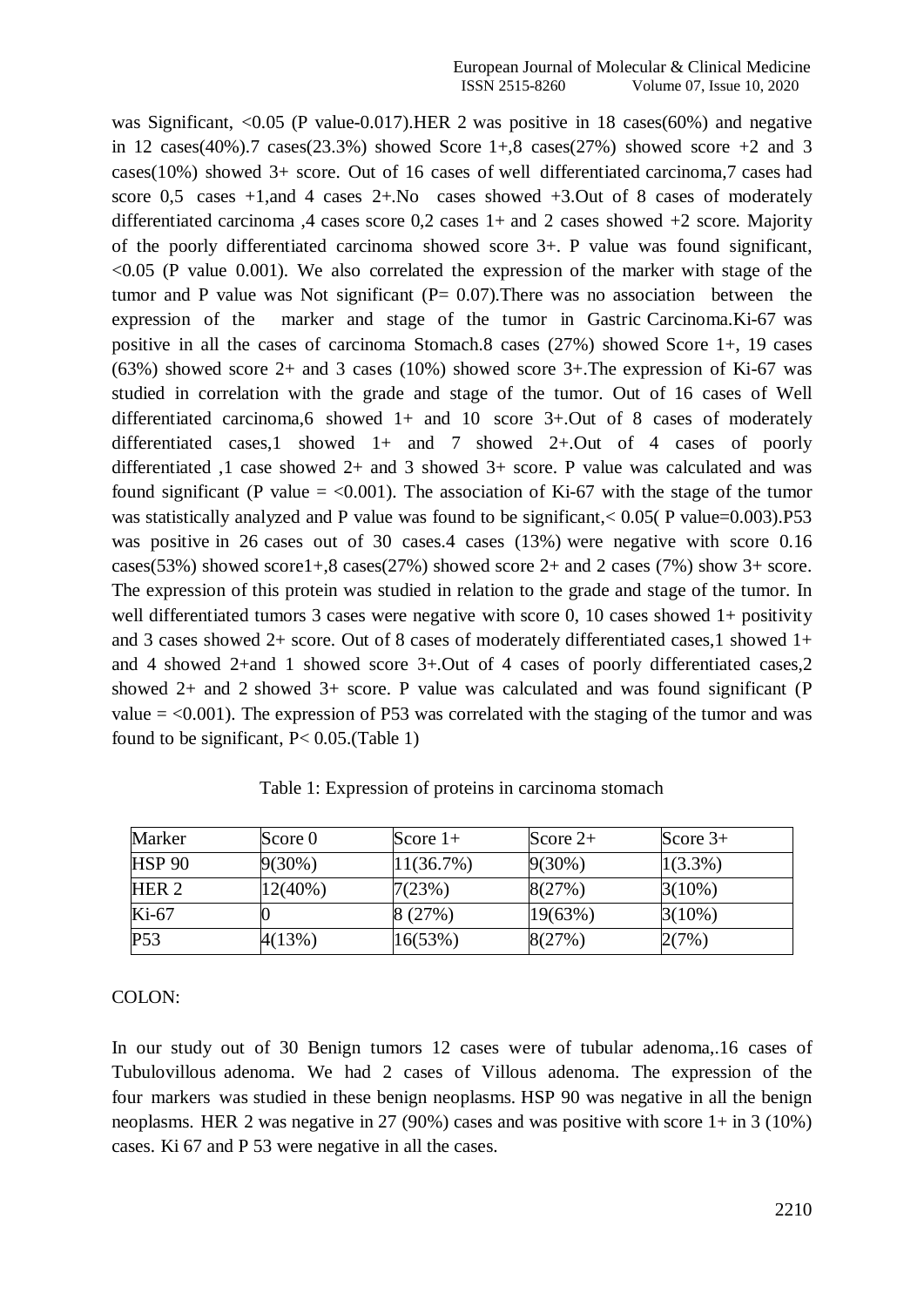was Significant, <0.05 (P value-0.017).HER 2 was positive in 18 cases(60%) and negative in 12 cases(40%).7 cases(23.3%) showed Score 1+,8 cases(27%) showed score +2 and 3 cases(10%) showed 3+ score. Out of 16 cases of well differentiated carcinoma,7 cases had score 0,5 cases +1,and 4 cases 2+.No cases showed +3.Out of 8 cases of moderately differentiated carcinoma ,4 cases score 0,2 cases 1+ and 2 cases showed +2 score. Majority of the poorly differentiated carcinoma showed score 3+. P value was found significant, <0.05 (P value 0.001). We also correlated the expression of the marker with stage of the tumor and P value was Not significant (P= 0.07).There was no association between the expression of the marker and stage of the tumor in Gastric Carcinoma.Ki-67 was positive in all the cases of carcinoma Stomach.8 cases (27%) showed Score 1+, 19 cases (63%) showed score 2+ and 3 cases (10%) showed score 3+.The expression of Ki-67 was studied in correlation with the grade and stage of the tumor. Out of 16 cases of Well differentiated carcinoma,6 showed 1+ and 10 score 3+.Out of 8 cases of moderately differentiated cases,1 showed 1+ and 7 showed 2+.Out of 4 cases of poorly differentiated ,1 case showed 2+ and 3 showed 3+ score. P value was calculated and was found significant (P value = <0.001). The association of Ki-67 with the stage of the tumor was statistically analyzed and P value was found to be significant,< 0.05( P value=0.003).P53 was positive in 26 cases out of 30 cases.4 cases (13%) were negative with score 0.16 cases(53%) showed score1+,8 cases(27%) showed score 2+ and 2 cases (7%) show 3+ score. The expression of this protein was studied in relation to the grade and stage of the tumor. In well differentiated tumors 3 cases were negative with score 0, 10 cases showed 1+ positivity and 3 cases showed 2+ score. Out of 8 cases of moderately differentiated cases,1 showed 1+ and 4 showed 2+and 1 showed score 3+.Out of 4 cases of poorly differentiated cases,2 showed 2+ and 2 showed 3+ score. P value was calculated and was found significant (P value = <0.001). The expression of P53 was correlated with the staging of the tumor and was found to be significant, P< 0.05.(Table 1)

Table 1: Expression of proteins in carcinoma stomach

| Marker | Score 0 | Score 1+ | Score 2+ | Score 3+ |
|---|---|---|---|---|
| HSP 90 | 9(30%) | 11(36.7%) | 9(30%) | 1(3.3%) |
| HER 2 | 12(40%) | 7(23%) | 8(27%) | 3(10%) |
| Ki-67 | 0 | 8 (27%) | 19(63%) | 3(10%) |
| P53 | 4(13%) | 16(53%) | 8(27%) | 2(7%) |

COLON:

In our study out of 30 Benign tumors 12 cases were of tubular adenoma,.16 cases of Tubulovillous adenoma. We had 2 cases of Villous adenoma. The expression of the four markers was studied in these benign neoplasms. HSP 90 was negative in all the benign neoplasms. HER 2 was negative in 27 (90%) cases and was positive with score 1+ in 3 (10%) cases. Ki 67 and P 53 were negative in all the cases.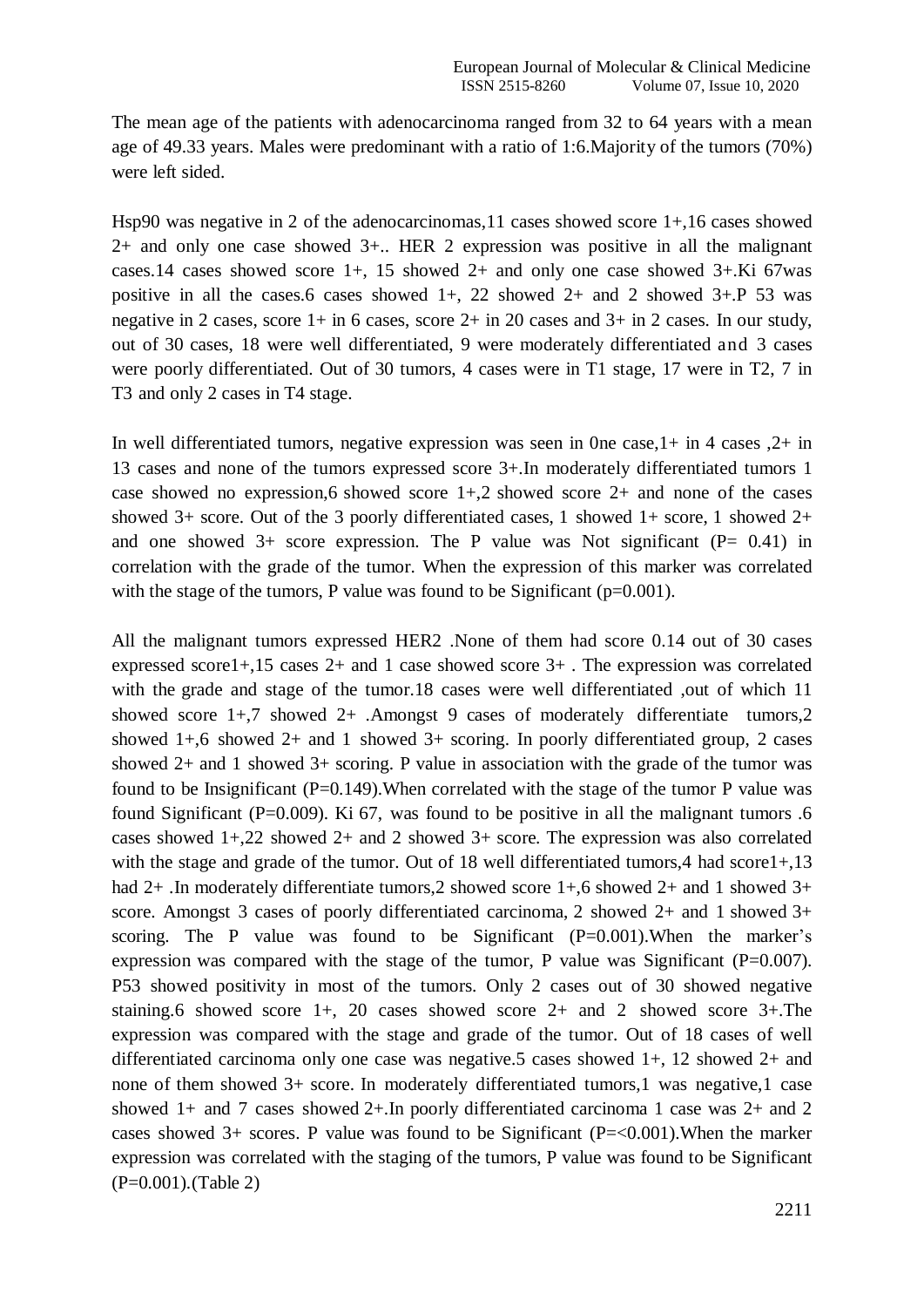The mean age of the patients with adenocarcinoma ranged from 32 to 64 years with a mean age of 49.33 years. Males were predominant with a ratio of 1:6.Majority of the tumors (70%) were left sided.

Hsp90 was negative in 2 of the adenocarcinomas,11 cases showed score 1+,16 cases showed 2+ and only one case showed 3+.. HER 2 expression was positive in all the malignant cases.14 cases showed score 1+, 15 showed 2+ and only one case showed 3+.Ki 67was positive in all the cases.6 cases showed 1+, 22 showed 2+ and 2 showed 3+.P 53 was negative in 2 cases, score 1+ in 6 cases, score 2+ in 20 cases and 3+ in 2 cases. In our study, out of 30 cases, 18 were well differentiated, 9 were moderately differentiated and 3 cases were poorly differentiated. Out of 30 tumors, 4 cases were in T1 stage, 17 were in T2, 7 in T3 and only 2 cases in T4 stage.

In well differentiated tumors, negative expression was seen in 0ne case,1+ in 4 cases ,2+ in 13 cases and none of the tumors expressed score 3+.In moderately differentiated tumors 1 case showed no expression,6 showed score 1+,2 showed score 2+ and none of the cases showed 3+ score. Out of the 3 poorly differentiated cases, 1 showed 1+ score, 1 showed 2+ and one showed 3+ score expression. The P value was Not significant (P= 0.41) in correlation with the grade of the tumor. When the expression of this marker was correlated with the stage of the tumors, P value was found to be Significant (p=0.001).

All the malignant tumors expressed HER2 .None of them had score 0.14 out of 30 cases expressed score1+,15 cases 2+ and 1 case showed score 3+ . The expression was correlated with the grade and stage of the tumor.18 cases were well differentiated ,out of which 11 showed score 1+,7 showed 2+ .Amongst 9 cases of moderately differentiate tumors,2 showed 1+,6 showed 2+ and 1 showed 3+ scoring. In poorly differentiated group, 2 cases showed 2+ and 1 showed 3+ scoring. P value in association with the grade of the tumor was found to be Insignificant (P=0.149).When correlated with the stage of the tumor P value was found Significant (P=0.009). Ki 67, was found to be positive in all the malignant tumors .6 cases showed 1+,22 showed 2+ and 2 showed 3+ score. The expression was also correlated with the stage and grade of the tumor. Out of 18 well differentiated tumors,4 had score1+,13 had 2+ .In moderately differentiate tumors,2 showed score 1+,6 showed 2+ and 1 showed 3+ score. Amongst 3 cases of poorly differentiated carcinoma, 2 showed 2+ and 1 showed 3+ scoring. The P value was found to be Significant (P=0.001).When the marker's expression was compared with the stage of the tumor, P value was Significant (P=0.007). P53 showed positivity in most of the tumors. Only 2 cases out of 30 showed negative staining.6 showed score 1+, 20 cases showed score 2+ and 2 showed score 3+.The expression was compared with the stage and grade of the tumor. Out of 18 cases of well differentiated carcinoma only one case was negative.5 cases showed 1+, 12 showed 2+ and none of them showed 3+ score. In moderately differentiated tumors,1 was negative,1 case showed 1+ and 7 cases showed 2+.In poorly differentiated carcinoma 1 case was 2+ and 2 cases showed 3+ scores. P value was found to be Significant (P=<0.001).When the marker expression was correlated with the staging of the tumors, P value was found to be Significant (P=0.001).(Table 2)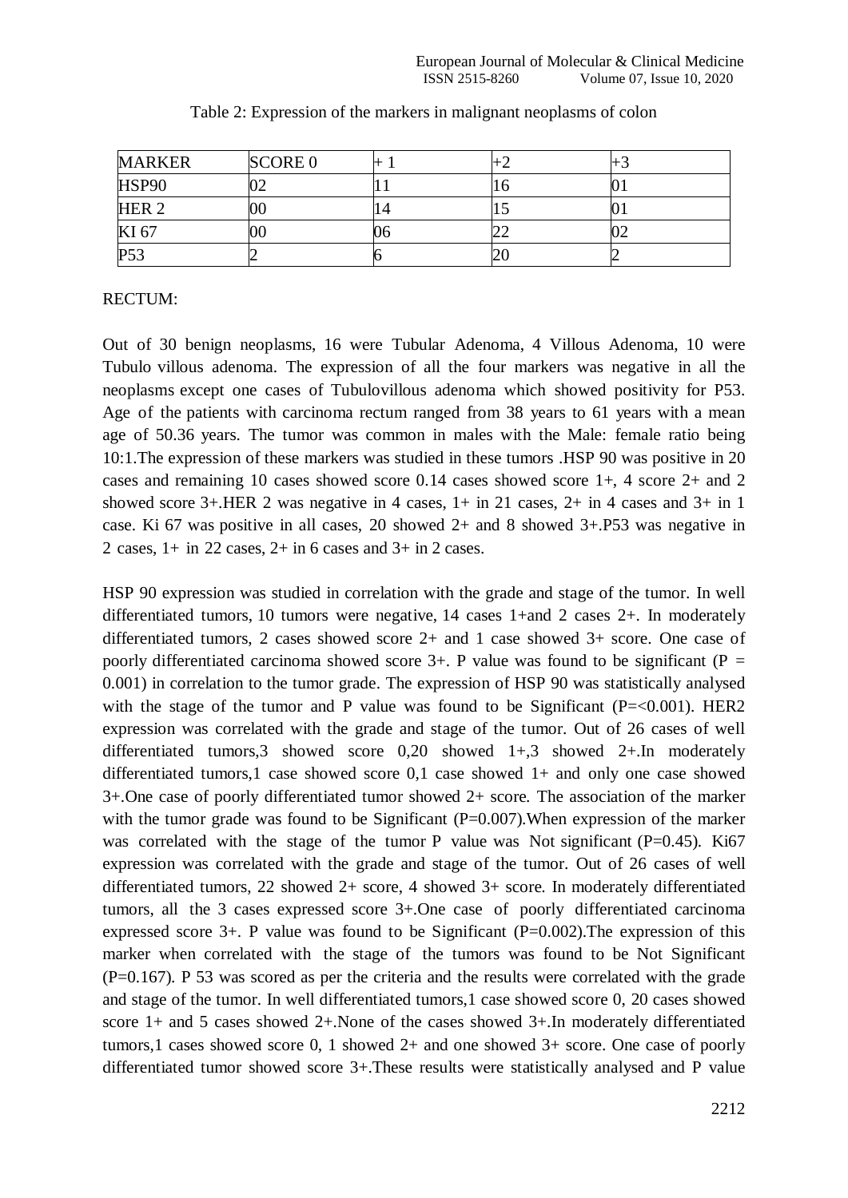Table 2: Expression of the markers in malignant neoplasms of colon

| MARKER | SCORE 0 | + 1 | +2 | +3 |
|---|---|---|---|---|
| HSP90 | 02 | 11 | 16 | 01 |
| HER 2 | 00 | 14 | 15 | 01 |
| KI 67 | 00 | 06 | 22 | 02 |
| P53 | 2 | 6 | 20 | 2 |

RECTUM:

Out of 30 benign neoplasms, 16 were Tubular Adenoma, 4 Villous Adenoma, 10 were Tubulo villous adenoma. The expression of all the four markers was negative in all the neoplasms except one cases of Tubulovillous adenoma which showed positivity for P53. Age of the patients with carcinoma rectum ranged from 38 years to 61 years with a mean age of 50.36 years. The tumor was common in males with the Male: female ratio being 10:1.The expression of these markers was studied in these tumors .HSP 90 was positive in 20 cases and remaining 10 cases showed score 0.14 cases showed score 1+, 4 score 2+ and 2 showed score 3+.HER 2 was negative in 4 cases, 1+ in 21 cases, 2+ in 4 cases and 3+ in 1 case. Ki 67 was positive in all cases, 20 showed 2+ and 8 showed 3+.P53 was negative in 2 cases, 1+ in 22 cases, 2+ in 6 cases and 3+ in 2 cases.

HSP 90 expression was studied in correlation with the grade and stage of the tumor. In well differentiated tumors, 10 tumors were negative, 14 cases 1+and 2 cases 2+. In moderately differentiated tumors, 2 cases showed score 2+ and 1 case showed 3+ score. One case of poorly differentiated carcinoma showed score 3+. P value was found to be significant ($P = 0.001$) in correlation to the tumor grade. The expression of HSP 90 was statistically analysed with the stage of the tumor and P value was found to be Significant ($P=<0.001$). HER2 expression was correlated with the grade and stage of the tumor. Out of 26 cases of well differentiated tumors,3 showed score 0,20 showed 1+,3 showed 2+.In moderately differentiated tumors,1 case showed score 0,1 case showed 1+ and only one case showed 3+.One case of poorly differentiated tumor showed 2+ score. The association of the marker with the tumor grade was found to be Significant ($P=0.007$).When expression of the marker was correlated with the stage of the tumor P value was Not significant ($P=0.45$). Ki67 expression was correlated with the grade and stage of the tumor. Out of 26 cases of well differentiated tumors, 22 showed 2+ score, 4 showed 3+ score. In moderately differentiated tumors, all the 3 cases expressed score 3+.One case of poorly differentiated carcinoma expressed score 3+. P value was found to be Significant ($P=0.002$).The expression of this marker when correlated with the stage of the tumors was found to be Not Significant ($P=0.167$). P 53 was scored as per the criteria and the results were correlated with the grade and stage of the tumor. In well differentiated tumors,1 case showed score 0, 20 cases showed score 1+ and 5 cases showed 2+.None of the cases showed 3+.In moderately differentiated tumors,1 cases showed score 0, 1 showed 2+ and one showed 3+ score. One case of poorly differentiated tumor showed score 3+.These results were statistically analysed and P value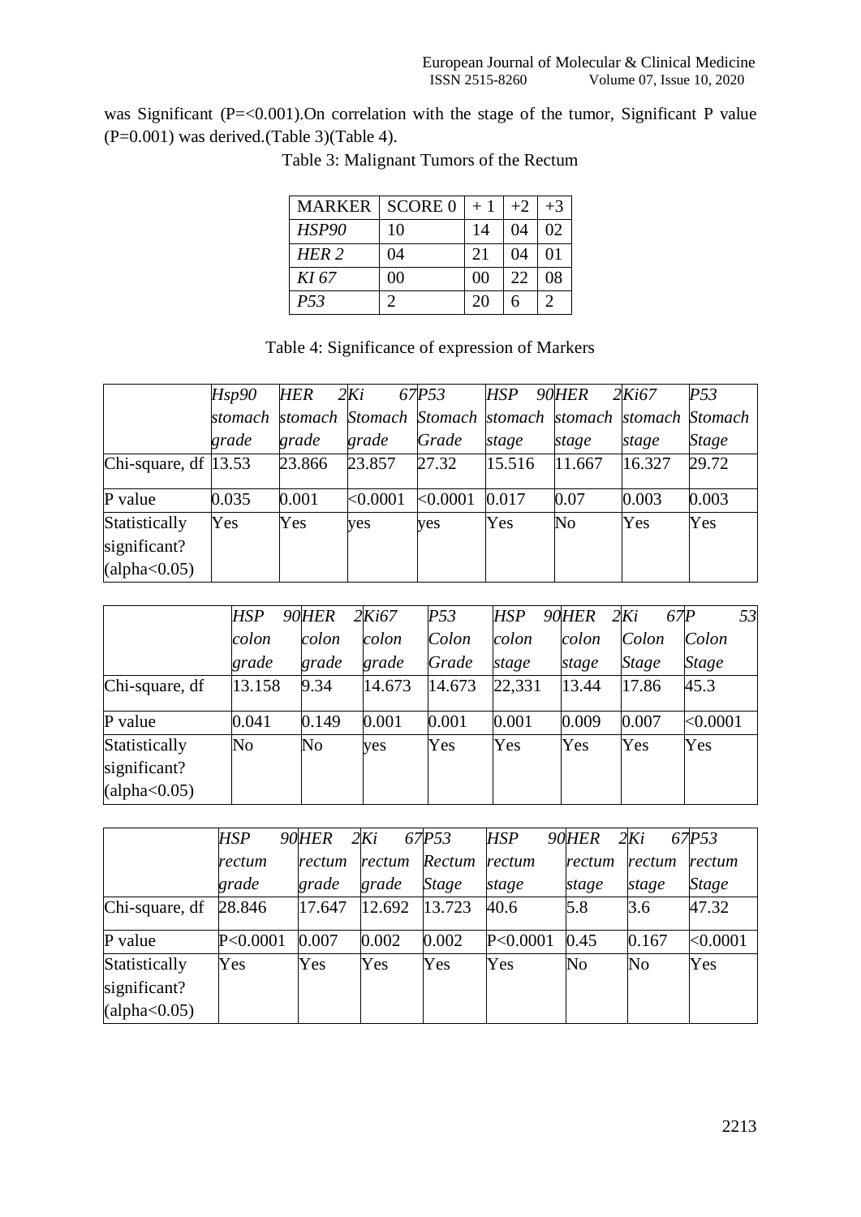was Significant (P=<0.001).On correlation with the stage of the tumor, Significant P value (P=0.001) was derived.(Table 3)(Table 4).

Table 3: Malignant Tumors of the Rectum

| MARKER | SCORE 0 | + 1 | +2 | +3 |
|---|---|---|---|---|
| *HSP90* | 10 | 14 | 04 | 02 |
| *HER 2* | 04 | 21 | 04 | 01 |
| *KI 67* | 00 | 00 | 22 | 08 |
| *P53* | 2 | 20 | 6 | 2 |

Table 4: Significance of expression of Markers

| | *Hsp90 stomach grade* | *HER 2 stomach grade* | *Ki 67 Stomach grade* | *P53 Stomach Grade* | *HSP 90 stomach stage* | *HER 2 stomach stage* | *Ki67 stomach stage* | *P53 Stomach Stage* |
|---|---|---|---|---|---|---|---|---|
| Chi-square, df | 13.53 | 23.866 | 23.857 | 27.32 | 15.516 | 11.667 | 16.327 | 29.72 |
| P value | 0.035 | 0.001 | <0.0001 | <0.0001 | 0.017 | 0.07 | 0.003 | 0.003 |
| Statistically significant? (alpha<0.05) | Yes | Yes | yes | yes | Yes | No | Yes | Yes |

| | *HSP 90 colon grade* | *HER 2 colon grade* | *Ki67 colon grade* | *P53 Colon Grade* | *HSP 90 colon stage* | *HER 2 colon stage* | *Ki 67 Colon Stage* | *P 53 Colon Stage* |
|---|---|---|---|---|---|---|---|---|
| Chi-square, df | 13.158 | 9.34 | 14.673 | 14.673 | 22,331 | 13.44 | 17.86 | 45.3 |
| P value | 0.041 | 0.149 | 0.001 | 0.001 | 0.001 | 0.009 | 0.007 | <0.0001 |
| Statistically significant? (alpha<0.05) | No | No | yes | Yes | Yes | Yes | Yes | Yes |

| | *HSP 90 rectum grade* | *HER 2 rectum grade* | *Ki 67 rectum grade* | *P53 Rectum Stage* | *HSP 90 rectum stage* | *HER 2 rectum stage* | *Ki 67 rectum stage* | *P53 rectum Stage* |
|---|---|---|---|---|---|---|---|---|
| Chi-square, df | 28.846 | 17.647 | 12.692 | 13.723 | 40.6 | 5.8 | 3.6 | 47.32 |
| P value | P<0.0001 | 0.007 | 0.002 | 0.002 | P<0.0001 | 0.45 | 0.167 | <0.0001 |
| Statistically significant? (alpha<0.05) | Yes | Yes | Yes | Yes | Yes | No | No | Yes |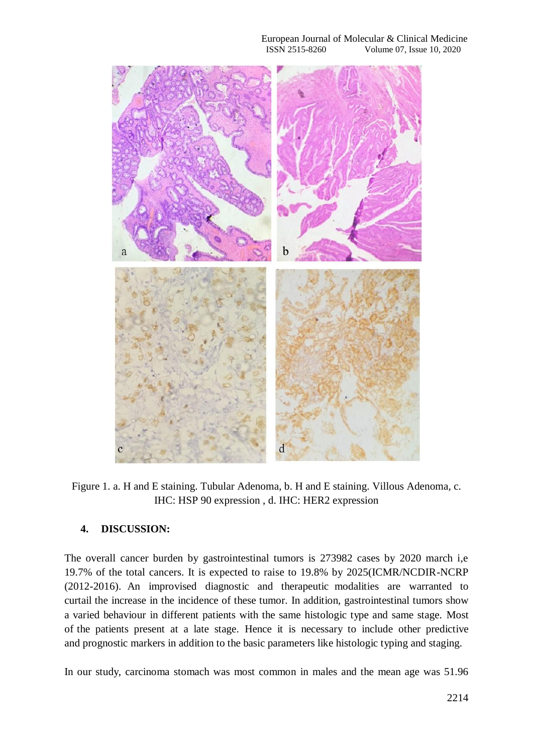Figure 1. a. H and E staining. Tubular Adenoma, b. H and E staining. Villous Adenoma, c. IHC: HSP 90 expression , d. IHC: HER2 expression

## 4. DISCUSSION:

The overall cancer burden by gastrointestinal tumors is 273982 cases by 2020 march i,e 19.7% of the total cancers. It is expected to raise to 19.8% by 2025(ICMR/NCDIR-NCRP (2012-2016). An improvised diagnostic and therapeutic modalities are warranted to curtail the increase in the incidence of these tumor. In addition, gastrointestinal tumors show a varied behaviour in different patients with the same histologic type and same stage. Most of the patients present at a late stage. Hence it is necessary to include other predictive and prognostic markers in addition to the basic parameters like histologic typing and staging.

In our study, carcinoma stomach was most common in males and the mean age was 51.96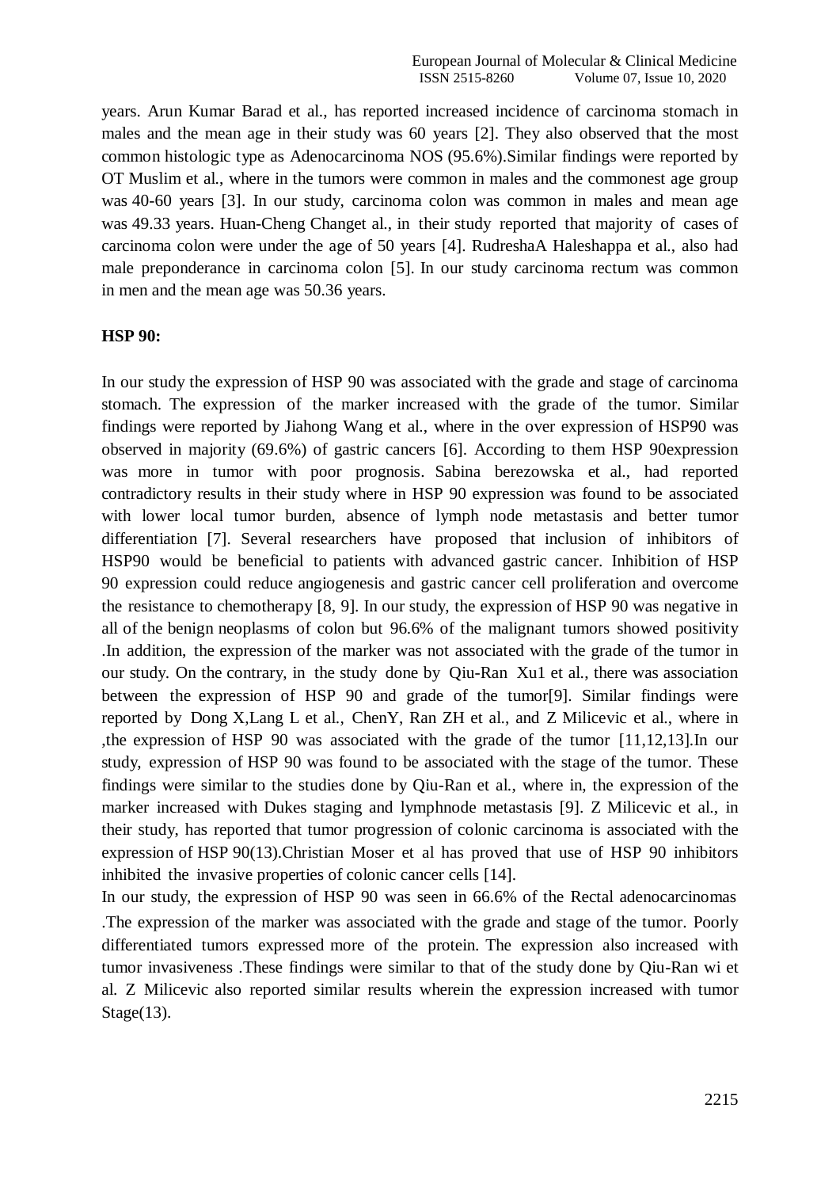years. Arun Kumar Barad et al., has reported increased incidence of carcinoma stomach in males and the mean age in their study was 60 years [2]. They also observed that the most common histologic type as Adenocarcinoma NOS (95.6%).Similar findings were reported by OT Muslim et al., where in the tumors were common in males and the commonest age group was 40-60 years [3]. In our study, carcinoma colon was common in males and mean age was 49.33 years. Huan-Cheng Changet al., in their study reported that majority of cases of carcinoma colon were under the age of 50 years [4]. RudreshaA Haleshappa et al., also had male preponderance in carcinoma colon [5]. In our study carcinoma rectum was common in men and the mean age was 50.36 years.

**HSP 90:**

In our study the expression of HSP 90 was associated with the grade and stage of carcinoma stomach. The expression of the marker increased with the grade of the tumor. Similar findings were reported by Jiahong Wang et al., where in the over expression of HSP90 was observed in majority (69.6%) of gastric cancers [6]. According to them HSP 90expression was more in tumor with poor prognosis. Sabina berezowska et al., had reported contradictory results in their study where in HSP 90 expression was found to be associated with lower local tumor burden, absence of lymph node metastasis and better tumor differentiation [7]. Several researchers have proposed that inclusion of inhibitors of HSP90 would be beneficial to patients with advanced gastric cancer. Inhibition of HSP 90 expression could reduce angiogenesis and gastric cancer cell proliferation and overcome the resistance to chemotherapy [8, 9]. In our study, the expression of HSP 90 was negative in all of the benign neoplasms of colon but 96.6% of the malignant tumors showed positivity .In addition, the expression of the marker was not associated with the grade of the tumor in our study. On the contrary, in the study done by Qiu-Ran Xu1 et al., there was association between the expression of HSP 90 and grade of the tumor[9]. Similar findings were reported by Dong X,Lang L et al., ChenY, Ran ZH et al., and Z Milicevic et al., where in ,the expression of HSP 90 was associated with the grade of the tumor [11,12,13].In our study, expression of HSP 90 was found to be associated with the stage of the tumor. These findings were similar to the studies done by Qiu-Ran et al., where in, the expression of the marker increased with Dukes staging and lymphnode metastasis [9]. Z Milicevic et al., in their study, has reported that tumor progression of colonic carcinoma is associated with the expression of HSP 90(13).Christian Moser et al has proved that use of HSP 90 inhibitors inhibited the invasive properties of colonic cancer cells [14].

In our study, the expression of HSP 90 was seen in 66.6% of the Rectal adenocarcinomas .The expression of the marker was associated with the grade and stage of the tumor. Poorly differentiated tumors expressed more of the protein. The expression also increased with tumor invasiveness .These findings were similar to that of the study done by Qiu-Ran wi et al. Z Milicevic also reported similar results wherein the expression increased with tumor Stage(13).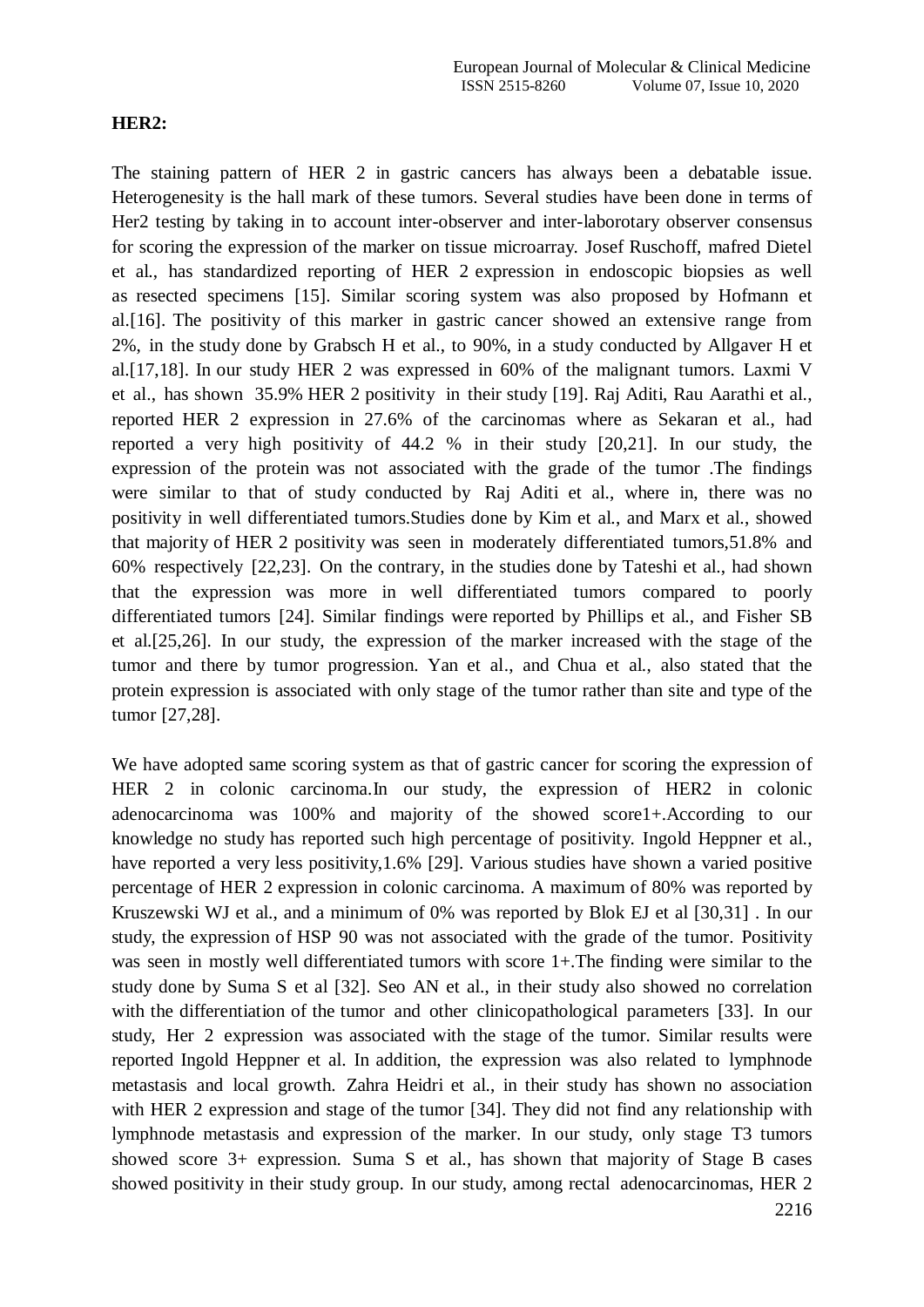**HER2:**

The staining pattern of HER 2 in gastric cancers has always been a debatable issue. Heterogenesity is the hall mark of these tumors. Several studies have been done in terms of Her2 testing by taking in to account inter-observer and inter-laborotary observer consensus for scoring the expression of the marker on tissue microarray. Josef Ruschoff, mafred Dietel et al., has standardized reporting of HER 2 expression in endoscopic biopsies as well as resected specimens [15]. Similar scoring system was also proposed by Hofmann et al.[16]. The positivity of this marker in gastric cancer showed an extensive range from 2%, in the study done by Grabsch H et al., to 90%, in a study conducted by Allgaver H et al.[17,18]. In our study HER 2 was expressed in 60% of the malignant tumors. Laxmi V et al., has shown 35.9% HER 2 positivity in their study [19]. Raj Aditi, Rau Aarathi et al., reported HER 2 expression in 27.6% of the carcinomas where as Sekaran et al., had reported a very high positivity of 44.2 % in their study [20,21]. In our study, the expression of the protein was not associated with the grade of the tumor .The findings were similar to that of study conducted by Raj Aditi et al., where in, there was no positivity in well differentiated tumors.Studies done by Kim et al., and Marx et al., showed that majority of HER 2 positivity was seen in moderately differentiated tumors,51.8% and 60% respectively [22,23]. On the contrary, in the studies done by Tateshi et al., had shown that the expression was more in well differentiated tumors compared to poorly differentiated tumors [24]. Similar findings were reported by Phillips et al., and Fisher SB et al.[25,26]. In our study, the expression of the marker increased with the stage of the tumor and there by tumor progression. Yan et al., and Chua et al., also stated that the protein expression is associated with only stage of the tumor rather than site and type of the tumor [27,28].

We have adopted same scoring system as that of gastric cancer for scoring the expression of HER 2 in colonic carcinoma.In our study, the expression of HER2 in colonic adenocarcinoma was 100% and majority of the showed score1+.According to our knowledge no study has reported such high percentage of positivity. Ingold Heppner et al., have reported a very less positivity,1.6% [29]. Various studies have shown a varied positive percentage of HER 2 expression in colonic carcinoma. A maximum of 80% was reported by Kruszewski WJ et al., and a minimum of 0% was reported by Blok EJ et al [30,31] . In our study, the expression of HSP 90 was not associated with the grade of the tumor. Positivity was seen in mostly well differentiated tumors with score 1+.The finding were similar to the study done by Suma S et al [32]. Seo AN et al., in their study also showed no correlation with the differentiation of the tumor and other clinicopathological parameters [33]. In our study, Her 2 expression was associated with the stage of the tumor. Similar results were reported Ingold Heppner et al. In addition, the expression was also related to lymphnode metastasis and local growth. Zahra Heidri et al., in their study has shown no association with HER 2 expression and stage of the tumor [34]. They did not find any relationship with lymphnode metastasis and expression of the marker. In our study, only stage T3 tumors showed score 3+ expression. Suma S et al., has shown that majority of Stage B cases showed positivity in their study group. In our study, among rectal adenocarcinomas, HER 2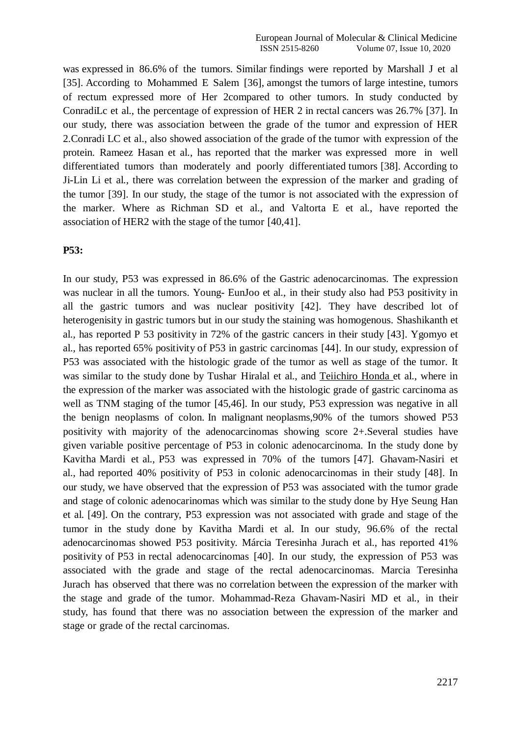was expressed in 86.6% of the tumors. Similar findings were reported by Marshall J et al [35]. According to Mohammed E Salem [36], amongst the tumors of large intestine, tumors of rectum expressed more of Her 2compared to other tumors. In study conducted by ConradiLc et al., the percentage of expression of HER 2 in rectal cancers was 26.7% [37]. In our study, there was association between the grade of the tumor and expression of HER 2.Conradi LC et al., also showed association of the grade of the tumor with expression of the protein. Rameez Hasan et al., has reported that the marker was expressed more in well differentiated tumors than moderately and poorly differentiated tumors [38]. According to Ji-Lin Li et al., there was correlation between the expression of the marker and grading of the tumor [39]. In our study, the stage of the tumor is not associated with the expression of the marker. Where as Richman SD et al., and Valtorta E et al., have reported the association of HER2 with the stage of the tumor [40,41].

**P53:**

In our study, P53 was expressed in 86.6% of the Gastric adenocarcinomas. The expression was nuclear in all the tumors. Young- EunJoo et al., in their study also had P53 positivity in all the gastric tumors and was nuclear positivity [42]. They have described lot of heterogenisity in gastric tumors but in our study the staining was homogenous. Shashikanth et al., has reported P 53 positivity in 72% of the gastric cancers in their study [43]. Ygomyo et al., has reported 65% positivity of P53 in gastric carcinomas [44]. In our study, expression of P53 was associated with the histologic grade of the tumor as well as stage of the tumor. It was similar to the study done by Tushar Hiralal et al., and Teiichiro Honda et al., where in the expression of the marker was associated with the histologic grade of gastric carcinoma as well as TNM staging of the tumor [45,46]. In our study, P53 expression was negative in all the benign neoplasms of colon. In malignant neoplasms,90% of the tumors showed P53 positivity with majority of the adenocarcinomas showing score 2+.Several studies have given variable positive percentage of P53 in colonic adenocarcinoma. In the study done by Kavitha Mardi et al., P53 was expressed in 70% of the tumors [47]. Ghavam-Nasiri et al., had reported 40% positivity of P53 in colonic adenocarcinomas in their study [48]. In our study, we have observed that the expression of P53 was associated with the tumor grade and stage of colonic adenocarinomas which was similar to the study done by Hye Seung Han et al. [49]. On the contrary, P53 expression was not associated with grade and stage of the tumor in the study done by Kavitha Mardi et al. In our study, 96.6% of the rectal adenocarcinomas showed P53 positivity. Márcia Teresinha Jurach et al., has reported 41% positivity of P53 in rectal adenocarcinomas [40]. In our study, the expression of P53 was associated with the grade and stage of the rectal adenocarcinomas. Marcia Teresinha Jurach has observed that there was no correlation between the expression of the marker with the stage and grade of the tumor. Mohammad-Reza Ghavam-Nasiri MD et al., in their study, has found that there was no association between the expression of the marker and stage or grade of the rectal carcinomas.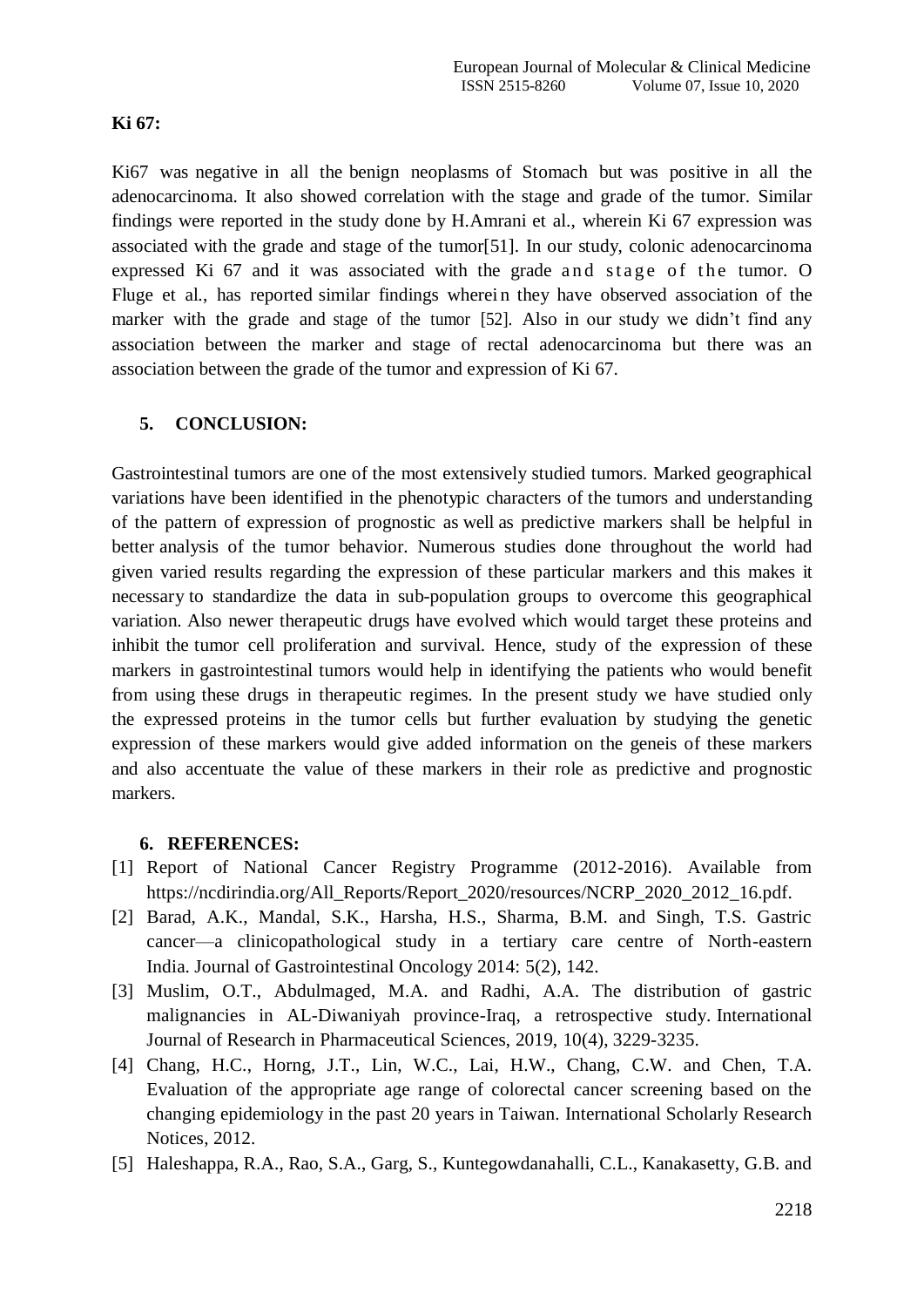**Ki 67:**

Ki67 was negative in all the benign neoplasms of Stomach but was positive in all the adenocarcinoma. It also showed correlation with the stage and grade of the tumor. Similar findings were reported in the study done by H.Amrani et al., wherein Ki 67 expression was associated with the grade and stage of the tumor[51]. In our study, colonic adenocarcinoma expressed Ki 67 and it was associated with the grade and stage of the tumor. O Fluge et al., has reported similar findings wherein they have observed association of the marker with the grade and stage of the tumor [52]. Also in our study we didn't find any association between the marker and stage of rectal adenocarcinoma but there was an association between the grade of the tumor and expression of Ki 67.

## 5. CONCLUSION:

Gastrointestinal tumors are one of the most extensively studied tumors. Marked geographical variations have been identified in the phenotypic characters of the tumors and understanding of the pattern of expression of prognostic as well as predictive markers shall be helpful in better analysis of the tumor behavior. Numerous studies done throughout the world had given varied results regarding the expression of these particular markers and this makes it necessary to standardize the data in sub-population groups to overcome this geographical variation. Also newer therapeutic drugs have evolved which would target these proteins and inhibit the tumor cell proliferation and survival. Hence, study of the expression of these markers in gastrointestinal tumors would help in identifying the patients who would benefit from using these drugs in therapeutic regimes. In the present study we have studied only the expressed proteins in the tumor cells but further evaluation by studying the genetic expression of these markers would give added information on the geneis of these markers and also accentuate the value of these markers in their role as predictive and prognostic markers.

## 6. REFERENCES:

[1] Report of National Cancer Registry Programme (2012-2016). Available from https://ncdirindia.org/All_Reports/Report_2020/resources/NCRP_2020_2012_16.pdf.

[2] Barad, A.K., Mandal, S.K., Harsha, H.S., Sharma, B.M. and Singh, T.S. Gastric cancer—a clinicopathological study in a tertiary care centre of North-eastern India. Journal of Gastrointestinal Oncology 2014: 5(2), 142.

[3] Muslim, O.T., Abdulmaged, M.A. and Radhi, A.A. The distribution of gastric malignancies in AL-Diwaniyah province-Iraq, a retrospective study. International Journal of Research in Pharmaceutical Sciences, 2019, 10(4), 3229-3235.

[4] Chang, H.C., Horng, J.T., Lin, W.C., Lai, H.W., Chang, C.W. and Chen, T.A. Evaluation of the appropriate age range of colorectal cancer screening based on the changing epidemiology in the past 20 years in Taiwan. International Scholarly Research Notices, 2012.

[5] Haleshappa, R.A., Rao, S.A., Garg, S., Kuntegowdanahalli, C.L., Kanakasetty, G.B. and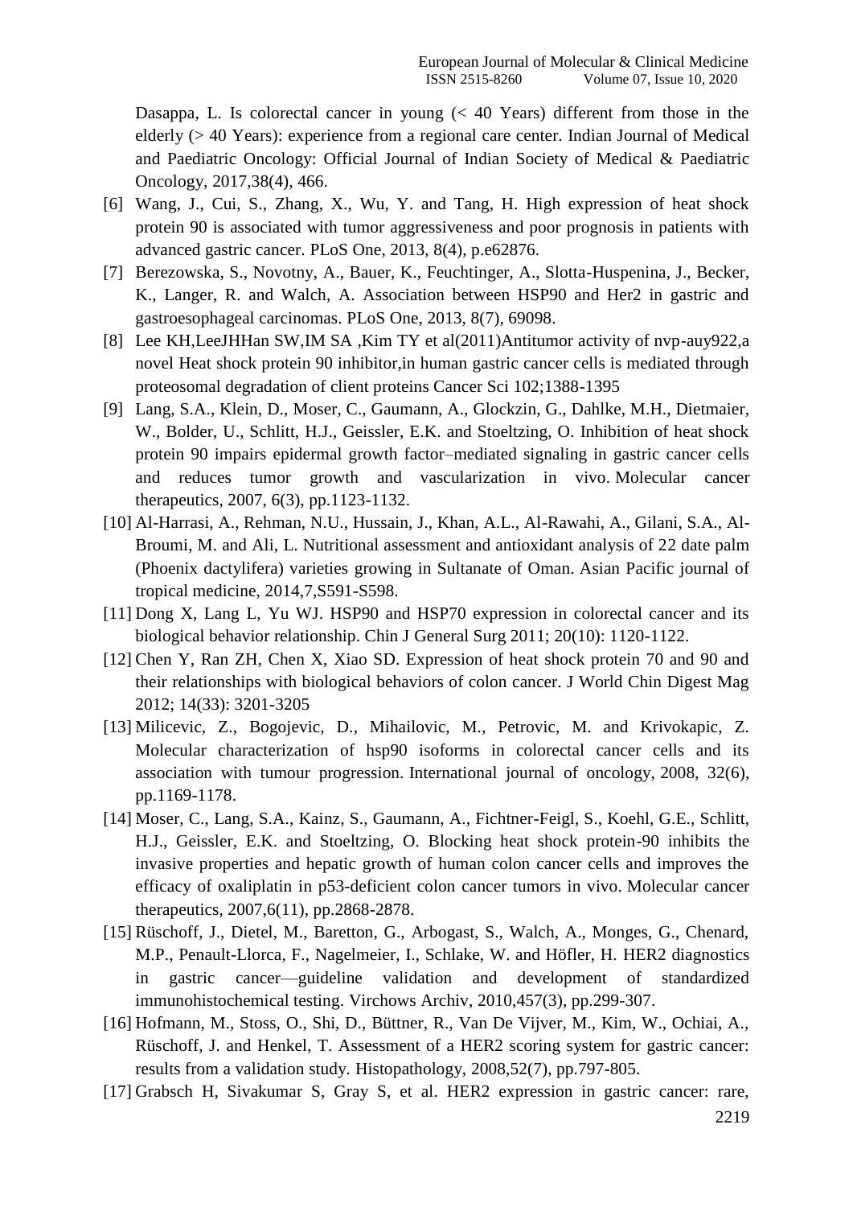Dasappa, L. Is colorectal cancer in young (< 40 Years) different from those in the elderly (> 40 Years): experience from a regional care center. Indian Journal of Medical and Paediatric Oncology: Official Journal of Indian Society of Medical & Paediatric Oncology, 2017,38(4), 466.

[6] Wang, J., Cui, S., Zhang, X., Wu, Y. and Tang, H. High expression of heat shock protein 90 is associated with tumor aggressiveness and poor prognosis in patients with advanced gastric cancer. PLoS One, 2013, 8(4), p.e62876.

[7] Berezowska, S., Novotny, A., Bauer, K., Feuchtinger, A., Slotta-Huspenina, J., Becker, K., Langer, R. and Walch, A. Association between HSP90 and Her2 in gastric and gastroesophageal carcinomas. PLoS One, 2013, 8(7), 69098.

[8] Lee KH,LeeJHHan SW,IM SA ,Kim TY et al(2011)Antitumor activity of nvp-auy922,a novel Heat shock protein 90 inhibitor,in human gastric cancer cells is mediated through proteosomal degradation of client proteins Cancer Sci 102;1388-1395

[9] Lang, S.A., Klein, D., Moser, C., Gaumann, A., Glockzin, G., Dahlke, M.H., Dietmaier, W., Bolder, U., Schlitt, H.J., Geissler, E.K. and Stoeltzing, O. Inhibition of heat shock protein 90 impairs epidermal growth factor–mediated signaling in gastric cancer cells and reduces tumor growth and vascularization in vivo. Molecular cancer therapeutics, 2007, 6(3), pp.1123-1132.

[10] Al-Harrasi, A., Rehman, N.U., Hussain, J., Khan, A.L., Al-Rawahi, A., Gilani, S.A., Al-Broumi, M. and Ali, L. Nutritional assessment and antioxidant analysis of 22 date palm (Phoenix dactylifera) varieties growing in Sultanate of Oman. Asian Pacific journal of tropical medicine, 2014,7,S591-S598.

[11] Dong X, Lang L, Yu WJ. HSP90 and HSP70 expression in colorectal cancer and its biological behavior relationship. Chin J General Surg 2011; 20(10): 1120-1122.

[12] Chen Y, Ran ZH, Chen X, Xiao SD. Expression of heat shock protein 70 and 90 and their relationships with biological behaviors of colon cancer. J World Chin Digest Mag 2012; 14(33): 3201-3205

[13] Milicevic, Z., Bogojevic, D., Mihailovic, M., Petrovic, M. and Krivokapic, Z. Molecular characterization of hsp90 isoforms in colorectal cancer cells and its association with tumour progression. International journal of oncology, 2008, 32(6), pp.1169-1178.

[14] Moser, C., Lang, S.A., Kainz, S., Gaumann, A., Fichtner-Feigl, S., Koehl, G.E., Schlitt, H.J., Geissler, E.K. and Stoeltzing, O. Blocking heat shock protein-90 inhibits the invasive properties and hepatic growth of human colon cancer cells and improves the efficacy of oxaliplatin in p53-deficient colon cancer tumors in vivo. Molecular cancer therapeutics, 2007,6(11), pp.2868-2878.

[15] Rüschoff, J., Dietel, M., Baretton, G., Arbogast, S., Walch, A., Monges, G., Chenard, M.P., Penault-Llorca, F., Nagelmeier, I., Schlake, W. and Höfler, H. HER2 diagnostics in gastric cancer—guideline validation and development of standardized immunohistochemical testing. Virchows Archiv, 2010,457(3), pp.299-307.

[16] Hofmann, M., Stoss, O., Shi, D., Büttner, R., Van De Vijver, M., Kim, W., Ochiai, A., Rüschoff, J. and Henkel, T. Assessment of a HER2 scoring system for gastric cancer: results from a validation study. Histopathology, 2008,52(7), pp.797-805.

[17] Grabsch H, Sivakumar S, Gray S, et al. HER2 expression in gastric cancer: rare,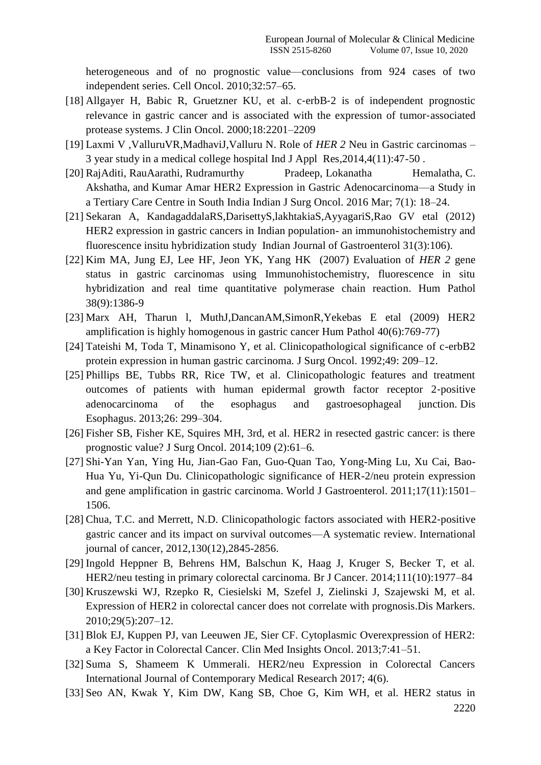heterogeneous and of no prognostic value—conclusions from 924 cases of two independent series. Cell Oncol. 2010;32:57–65.

[18] Allgayer H, Babic R, Gruetzner KU, et al. c‐erbB‐2 is of independent prognostic relevance in gastric cancer and is associated with the expression of tumor‐associated protease systems. J Clin Oncol. 2000;18:2201–2209

[19] Laxmi V ,ValluruVR,MadhaviJ,Valluru N. Role of *HER 2* Neu in Gastric carcinomas – 3 year study in a medical college hospital Ind J Appl Res,2014,4(11):47-50 .

[20] RajAditi, RauAarathi, Rudramurthy Pradeep, Lokanatha Hemalatha, C. Akshatha, and Kumar Amar HER2 Expression in Gastric Adenocarcinoma—a Study in a Tertiary Care Centre in South India Indian J Surg Oncol. 2016 Mar; 7(1): 18–24.

[21] Sekaran A, KandagaddalaRS,DarisettyS,lakhtakiaS,AyyagariS,Rao GV etal (2012) HER2 expression in gastric cancers in Indian population- an immunohistochemistry and fluorescence insitu hybridization study Indian Journal of Gastroenterol 31(3):106).

[22] Kim MA, Jung EJ, Lee HF, Jeon YK, Yang HK (2007) Evaluation of *HER 2* gene status in gastric carcinomas using Immunohistochemistry, fluorescence in situ hybridization and real time quantitative polymerase chain reaction. Hum Pathol 38(9):1386-9

[23] Marx AH, Tharun l, MuthJ,DancanAM,SimonR,Yekebas E etal (2009) HER2 amplification is highly homogenous in gastric cancer Hum Pathol 40(6):769-77)

[24] Tateishi M, Toda T, Minamisono Y, et al. Clinicopathological significance of c‐erbB2 protein expression in human gastric carcinoma. J Surg Oncol. 1992;49: 209–12.

[25] Phillips BE, Tubbs RR, Rice TW, et al. Clinicopathologic features and treatment outcomes of patients with human epidermal growth factor receptor 2‐positive adenocarcinoma of the esophagus and gastroesophageal junction. Dis Esophagus. 2013;26: 299–304.

[26] Fisher SB, Fisher KE, Squires MH, 3rd, et al. HER2 in resected gastric cancer: is there prognostic value? J Surg Oncol. 2014;109 (2):61–6.

[27] Shi-Yan Yan, Ying Hu, Jian-Gao Fan, Guo-Quan Tao, Yong-Ming Lu, Xu Cai, Bao-Hua Yu, Yi-Qun Du. Clinicopathologic significance of HER-2/neu protein expression and gene amplification in gastric carcinoma. World J Gastroenterol. 2011;17(11):1501–1506.

[28] Chua, T.C. and Merrett, N.D. Clinicopathologic factors associated with HER2‐positive gastric cancer and its impact on survival outcomes—A systematic review. International journal of cancer, 2012,130(12),2845-2856.

[29] Ingold Heppner B, Behrens HM, Balschun K, Haag J, Kruger S, Becker T, et al. HER2/neu testing in primary colorectal carcinoma. Br J Cancer. 2014;111(10):1977–84

[30] Kruszewski WJ, Rzepko R, Ciesielski M, Szefel J, Zielinski J, Szajewski M, et al. Expression of HER2 in colorectal cancer does not correlate with prognosis.Dis Markers. 2010;29(5):207–12.

[31] Blok EJ, Kuppen PJ, van Leeuwen JE, Sier CF. Cytoplasmic Overexpression of HER2: a Key Factor in Colorectal Cancer. Clin Med Insights Oncol. 2013;7:41–51.

[32] Suma S, Shameem K Ummerali. HER2/neu Expression in Colorectal Cancers International Journal of Contemporary Medical Research 2017; 4(6).

[33] Seo AN, Kwak Y, Kim DW, Kang SB, Choe G, Kim WH, et al. HER2 status in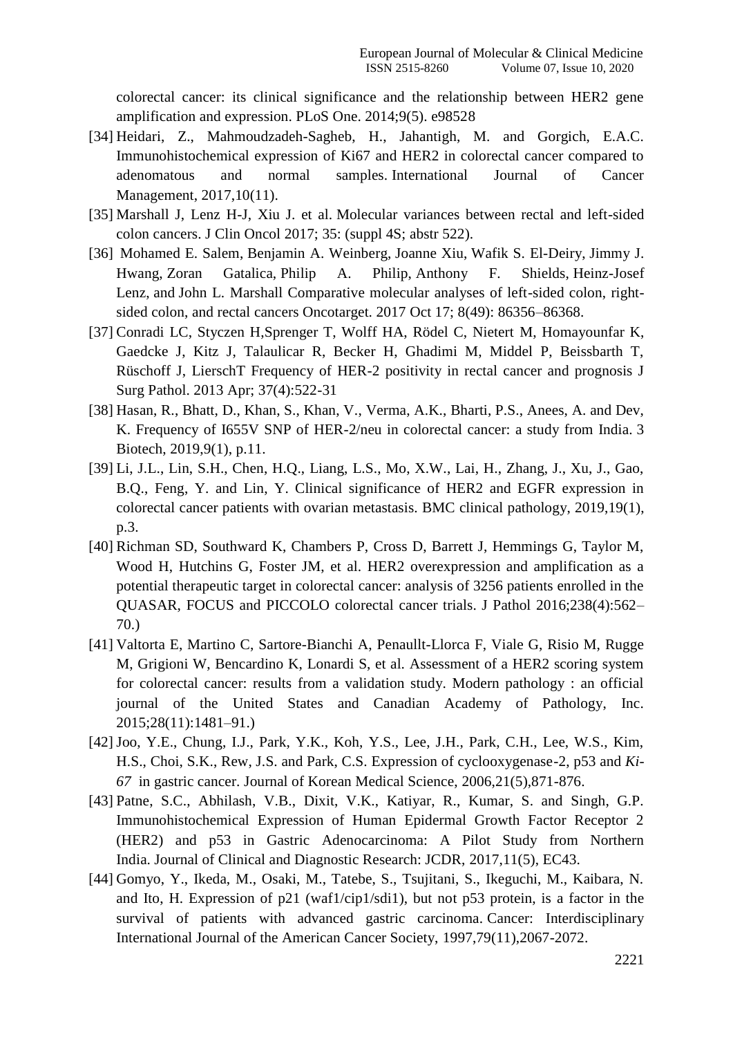colorectal cancer: its clinical significance and the relationship between HER2 gene amplification and expression. PLoS One. 2014;9(5). e98528

[34] Heidari, Z., Mahmoudzadeh-Sagheb, H., Jahantigh, M. and Gorgich, E.A.C. Immunohistochemical expression of Ki67 and HER2 in colorectal cancer compared to adenomatous and normal samples. International Journal of Cancer Management, 2017,10(11).

[35] Marshall J, Lenz H-J, Xiu J. et al. Molecular variances between rectal and left-sided colon cancers. J Clin Oncol 2017; 35: (suppl 4S; abstr 522).

[36] Mohamed E. Salem, Benjamin A. Weinberg, Joanne Xiu, Wafik S. El-Deiry, Jimmy J. Hwang, Zoran Gatalica, Philip A. Philip, Anthony F. Shields, Heinz-Josef Lenz, and John L. Marshall Comparative molecular analyses of left-sided colon, right-sided colon, and rectal cancers Oncotarget. 2017 Oct 17; 8(49): 86356–86368.

[37] Conradi LC, Styczen H,Sprenger T, Wolff HA, Rödel C, Nietert M, Homayounfar K, Gaedcke J, Kitz J, Talaulicar R, Becker H, Ghadimi M, Middel P, Beissbarth T, Rüschoff J, LierschT Frequency of HER-2 positivity in rectal cancer and prognosis J Surg Pathol. 2013 Apr; 37(4):522-31

[38] Hasan, R., Bhatt, D., Khan, S., Khan, V., Verma, A.K., Bharti, P.S., Anees, A. and Dev, K. Frequency of I655V SNP of HER-2/neu in colorectal cancer: a study from India. 3 Biotech, 2019,9(1), p.11.

[39] Li, J.L., Lin, S.H., Chen, H.Q., Liang, L.S., Mo, X.W., Lai, H., Zhang, J., Xu, J., Gao, B.Q., Feng, Y. and Lin, Y. Clinical significance of HER2 and EGFR expression in colorectal cancer patients with ovarian metastasis. BMC clinical pathology, 2019,19(1), p.3.

[40] Richman SD, Southward K, Chambers P, Cross D, Barrett J, Hemmings G, Taylor M, Wood H, Hutchins G, Foster JM, et al. HER2 overexpression and amplification as a potential therapeutic target in colorectal cancer: analysis of 3256 patients enrolled in the QUASAR, FOCUS and PICCOLO colorectal cancer trials. J Pathol 2016;238(4):562–70.)

[41] Valtorta E, Martino C, Sartore-Bianchi A, Penaullt-Llorca F, Viale G, Risio M, Rugge M, Grigioni W, Bencardino K, Lonardi S, et al. Assessment of a HER2 scoring system for colorectal cancer: results from a validation study. Modern pathology : an official journal of the United States and Canadian Academy of Pathology, Inc. 2015;28(11):1481–91.)

[42] Joo, Y.E., Chung, I.J., Park, Y.K., Koh, Y.S., Lee, J.H., Park, C.H., Lee, W.S., Kim, H.S., Choi, S.K., Rew, J.S. and Park, C.S. Expression of cyclooxygenase-2, p53 and *Ki-67* in gastric cancer. Journal of Korean Medical Science, 2006,21(5),871-876.

[43] Patne, S.C., Abhilash, V.B., Dixit, V.K., Katiyar, R., Kumar, S. and Singh, G.P. Immunohistochemical Expression of Human Epidermal Growth Factor Receptor 2 (HER2) and p53 in Gastric Adenocarcinoma: A Pilot Study from Northern India. Journal of Clinical and Diagnostic Research: JCDR, 2017,11(5), EC43.

[44] Gomyo, Y., Ikeda, M., Osaki, M., Tatebe, S., Tsujitani, S., Ikeguchi, M., Kaibara, N. and Ito, H. Expression of p21 (waf1/cip1/sdi1), but not p53 protein, is a factor in the survival of patients with advanced gastric carcinoma. Cancer: Interdisciplinary International Journal of the American Cancer Society, 1997,79(11),2067-2072.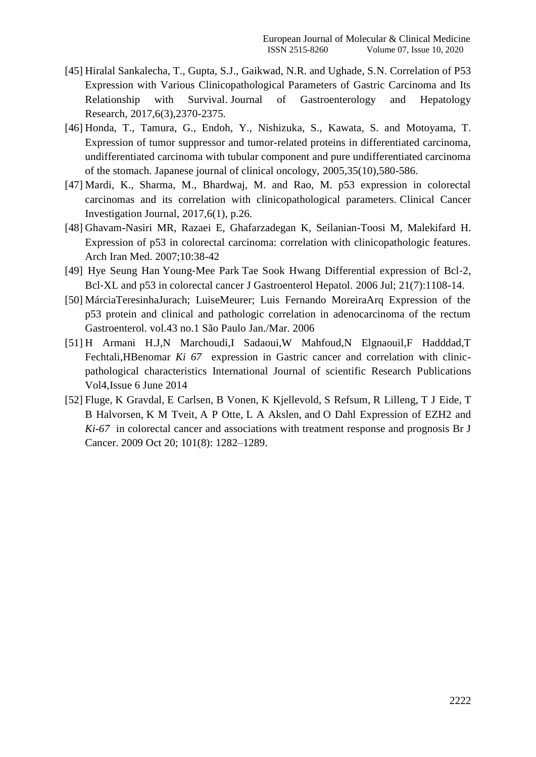[45] Hiralal Sankalecha, T., Gupta, S.J., Gaikwad, N.R. and Ughade, S.N. Correlation of P53 Expression with Various Clinicopathological Parameters of Gastric Carcinoma and Its Relationship with Survival. Journal of Gastroenterology and Hepatology Research, 2017,6(3),2370-2375.

[46] Honda, T., Tamura, G., Endoh, Y., Nishizuka, S., Kawata, S. and Motoyama, T. Expression of tumor suppressor and tumor-related proteins in differentiated carcinoma, undifferentiated carcinoma with tubular component and pure undifferentiated carcinoma of the stomach. Japanese journal of clinical oncology, 2005,35(10),580-586.

[47] Mardi, K., Sharma, M., Bhardwaj, M. and Rao, M. p53 expression in colorectal carcinomas and its correlation with clinicopathological parameters. Clinical Cancer Investigation Journal, 2017,6(1), p.26.

[48] Ghavam-Nasiri MR, Razaei E, Ghafarzadegan K, Seilanian-Toosi M, Malekifard H. Expression of p53 in colorectal carcinoma: correlation with clinicopathologic features. Arch Iran Med. 2007;10:38-42

[49] Hye Seung Han Young-Mee Park Tae Sook Hwang Differential expression of Bcl-2, Bcl-XL and p53 in colorectal cancer J Gastroenterol Hepatol. 2006 Jul; 21(7):1108-14.

[50] MárciaTeresinhaJurach; LuiseMeurer; Luis Fernando MoreiraArq Expression of the p53 protein and clinical and pathologic correlation in adenocarcinoma of the rectum Gastroenterol. vol.43 no.1 São Paulo Jan./Mar. 2006

[51] H Armani H.J,N Marchoudi,I Sadaoui,W Mahfoud,N Elgnaouil,F Hadddad,T Fechtali,HBenomar *Ki 67* expression in Gastric cancer and correlation with clinic-pathological characteristics International Journal of scientific Research Publications Vol4,Issue 6 June 2014

[52] Fluge, K Gravdal, E Carlsen, B Vonen, K Kjellevold, S Refsum, R Lilleng, T J Eide, T B Halvorsen, K M Tveit, A P Otte, L A Akslen, and O Dahl Expression of EZH2 and *Ki-67* in colorectal cancer and associations with treatment response and prognosis Br J Cancer. 2009 Oct 20; 101(8): 1282–1289.